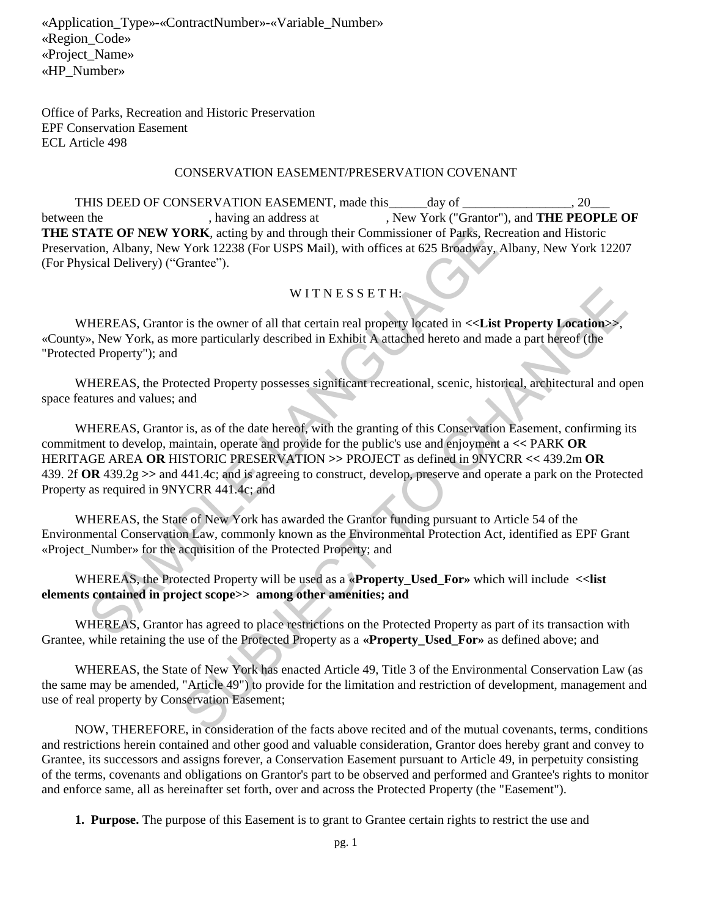«Application_Type»-«ContractNumber»-«Variable_Number»
«Region_Code»
«Project_Name»
«HP_Number»

Office of Parks, Recreation and Historic Preservation
EPF Conservation Easement
ECL Article 498

CONSERVATION EASEMENT/PRESERVATION COVENANT

THIS DEED OF CONSERVATION EASEMENT, made this______day of _________________, 20___ between the , having an address at , New York ("Grantor"), and **THE PEOPLE OF THE STATE OF NEW YORK**, acting by and through their Commissioner of Parks, Recreation and Historic Preservation, Albany, New York 12238 (For USPS Mail), with offices at 625 Broadway, Albany, New York 12207 (For Physical Delivery) ("Grantee").

W I T N E S S E T H:

WHEREAS, Grantor is the owner of all that certain real property located in **<<List Property Location>>**, «County», New York, as more particularly described in Exhibit A attached hereto and made a part hereof (the "Protected Property"); and

WHEREAS, the Protected Property possesses significant recreational, scenic, historical, architectural and open space features and values; and

WHEREAS, Grantor is, as of the date hereof, with the granting of this Conservation Easement, confirming its commitment to develop, maintain, operate and provide for the public's use and enjoyment a << PARK **OR** HERITAGE AREA **OR** HISTORIC PRESERVATION >> PROJECT as defined in 9NYCRR << 439.2m **OR** 439. 2f **OR** 439.2g >> and 441.4c; and is agreeing to construct, develop, preserve and operate a park on the Protected Property as required in 9NYCRR 441.4c; and

WHEREAS, the State of New York has awarded the Grantor funding pursuant to Article 54 of the Environmental Conservation Law, commonly known as the Environmental Protection Act, identified as EPF Grant «Project_Number» for the acquisition of the Protected Property; and

WHEREAS, the Protected Property will be used as a **«Property_Used_For»** which will include **<<list elements contained in project scope>> among other amenities; and**

WHEREAS, Grantor has agreed to place restrictions on the Protected Property as part of its transaction with Grantee, while retaining the use of the Protected Property as a **«Property_Used_For»** as defined above; and

WHEREAS, the State of New York has enacted Article 49, Title 3 of the Environmental Conservation Law (as the same may be amended, "Article 49") to provide for the limitation and restriction of development, management and use of real property by Conservation Easement;

NOW, THEREFORE, in consideration of the facts above recited and of the mutual covenants, terms, conditions and restrictions herein contained and other good and valuable consideration, Grantor does hereby grant and convey to Grantee, its successors and assigns forever, a Conservation Easement pursuant to Article 49, in perpetuity consisting of the terms, covenants and obligations on Grantor's part to be observed and performed and Grantee's rights to monitor and enforce same, all as hereinafter set forth, over and across the Protected Property (the "Easement").

1. **Purpose.** The purpose of this Easement is to grant to Grantee certain rights to restrict the use and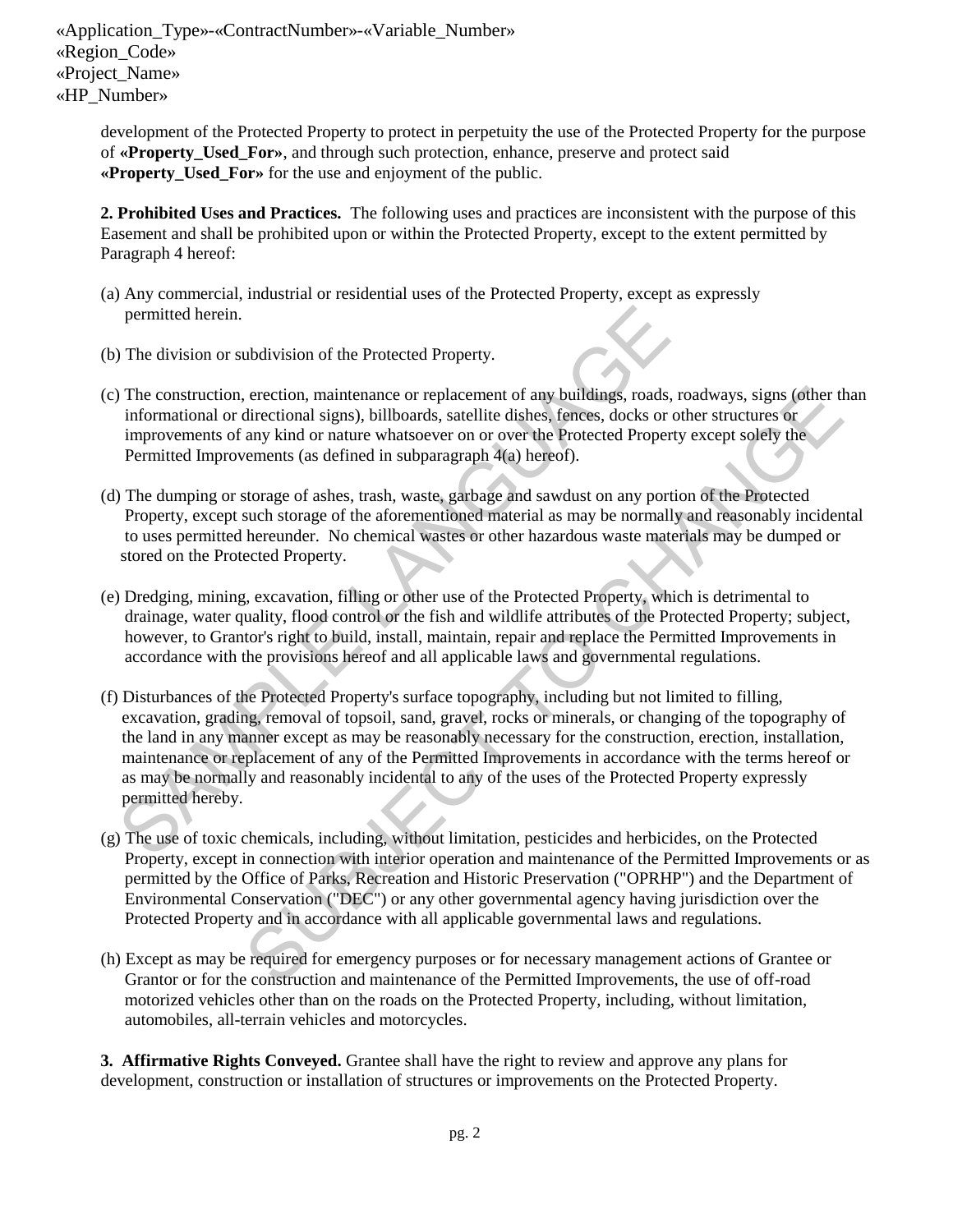«Application_Type»-«ContractNumber»-«Variable_Number»
«Region_Code»
«Project_Name»
«HP_Number»

development of the Protected Property to protect in perpetuity the use of the Protected Property for the purpose of **«Property_Used_For»**, and through such protection, enhance, preserve and protect said **«Property_Used_For»** for the use and enjoyment of the public.

**2. Prohibited Uses and Practices.** The following uses and practices are inconsistent with the purpose of this Easement and shall be prohibited upon or within the Protected Property, except to the extent permitted by Paragraph 4 hereof:

(a) Any commercial, industrial or residential uses of the Protected Property, except as expressly permitted herein.

(b) The division or subdivision of the Protected Property.

(c) The construction, erection, maintenance or replacement of any buildings, roads, roadways, signs (other than informational or directional signs), billboards, satellite dishes, fences, docks or other structures or improvements of any kind or nature whatsoever on or over the Protected Property except solely the Permitted Improvements (as defined in subparagraph 4(a) hereof).

(d) The dumping or storage of ashes, trash, waste, garbage and sawdust on any portion of the Protected Property, except such storage of the aforementioned material as may be normally and reasonably incidental to uses permitted hereunder. No chemical wastes or other hazardous waste materials may be dumped or stored on the Protected Property.

(e) Dredging, mining, excavation, filling or other use of the Protected Property, which is detrimental to drainage, water quality, flood control or the fish and wildlife attributes of the Protected Property; subject, however, to Grantor's right to build, install, maintain, repair and replace the Permitted Improvements in accordance with the provisions hereof and all applicable laws and governmental regulations.

(f) Disturbances of the Protected Property's surface topography, including but not limited to filling, excavation, grading, removal of topsoil, sand, gravel, rocks or minerals, or changing of the topography of the land in any manner except as may be reasonably necessary for the construction, erection, installation, maintenance or replacement of any of the Permitted Improvements in accordance with the terms hereof or as may be normally and reasonably incidental to any of the uses of the Protected Property expressly permitted hereby.

(g) The use of toxic chemicals, including, without limitation, pesticides and herbicides, on the Protected Property, except in connection with interior operation and maintenance of the Permitted Improvements or as permitted by the Office of Parks, Recreation and Historic Preservation ("OPRHP") and the Department of Environmental Conservation ("DEC") or any other governmental agency having jurisdiction over the Protected Property and in accordance with all applicable governmental laws and regulations.

(h) Except as may be required for emergency purposes or for necessary management actions of Grantee or Grantor or for the construction and maintenance of the Permitted Improvements, the use of off-road motorized vehicles other than on the roads on the Protected Property, including, without limitation, automobiles, all-terrain vehicles and motorcycles.

**3. Affirmative Rights Conveyed.** Grantee shall have the right to review and approve any plans for development, construction or installation of structures or improvements on the Protected Property.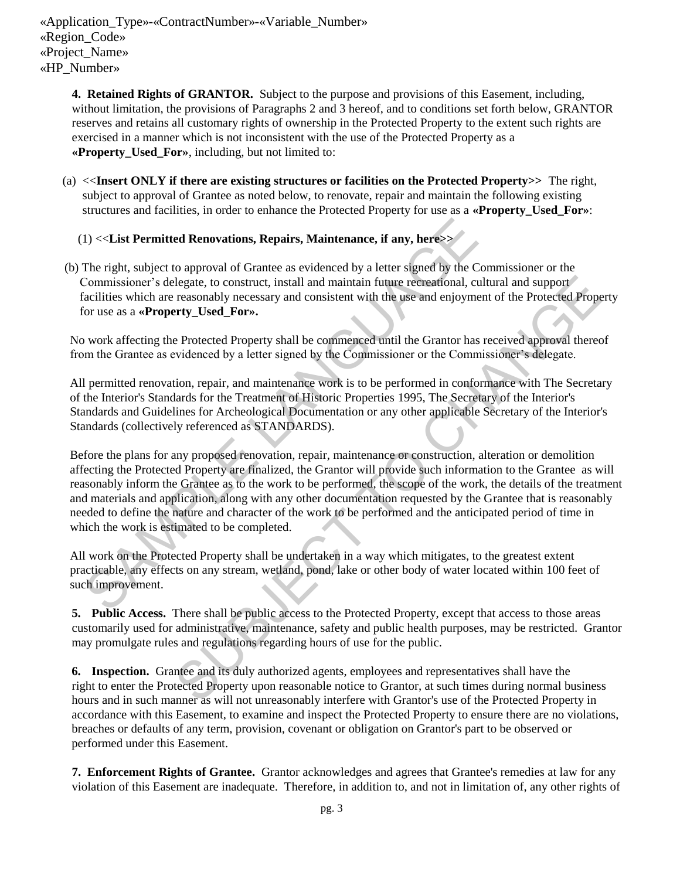«Application_Type»-«ContractNumber»-«Variable_Number»
«Region_Code»
«Project_Name»
«HP_Number»

**4. Retained Rights of GRANTOR.** Subject to the purpose and provisions of this Easement, including, without limitation, the provisions of Paragraphs 2 and 3 hereof, and to conditions set forth below, GRANTOR reserves and retains all customary rights of ownership in the Protected Property to the extent such rights are exercised in a manner which is not inconsistent with the use of the Protected Property as a **«Property_Used_For»**, including, but not limited to:

(a) <<**Insert ONLY if there are existing structures or facilities on the Protected Property>>** The right, subject to approval of Grantee as noted below, to renovate, repair and maintain the following existing structures and facilities, in order to enhance the Protected Property for use as a **«Property_Used_For»**:

(1) <<**List Permitted Renovations, Repairs, Maintenance, if any, here>>**

(b) The right, subject to approval of Grantee as evidenced by a letter signed by the Commissioner or the Commissioner's delegate, to construct, install and maintain future recreational, cultural and support facilities which are reasonably necessary and consistent with the use and enjoyment of the Protected Property for use as a **«Property_Used_For».**

No work affecting the Protected Property shall be commenced until the Grantor has received approval thereof from the Grantee as evidenced by a letter signed by the Commissioner or the Commissioner's delegate.

All permitted renovation, repair, and maintenance work is to be performed in conformance with The Secretary of the Interior's Standards for the Treatment of Historic Properties 1995, The Secretary of the Interior's Standards and Guidelines for Archeological Documentation or any other applicable Secretary of the Interior's Standards (collectively referenced as STANDARDS).

Before the plans for any proposed renovation, repair, maintenance or construction, alteration or demolition affecting the Protected Property are finalized, the Grantor will provide such information to the Grantee as will reasonably inform the Grantee as to the work to be performed, the scope of the work, the details of the treatment and materials and application, along with any other documentation requested by the Grantee that is reasonably needed to define the nature and character of the work to be performed and the anticipated period of time in which the work is estimated to be completed.

All work on the Protected Property shall be undertaken in a way which mitigates, to the greatest extent practicable, any effects on any stream, wetland, pond, lake or other body of water located within 100 feet of such improvement.

**5. Public Access.** There shall be public access to the Protected Property, except that access to those areas customarily used for administrative, maintenance, safety and public health purposes, may be restricted. Grantor may promulgate rules and regulations regarding hours of use for the public.

**6. Inspection.** Grantee and its duly authorized agents, employees and representatives shall have the right to enter the Protected Property upon reasonable notice to Grantor, at such times during normal business hours and in such manner as will not unreasonably interfere with Grantor's use of the Protected Property in accordance with this Easement, to examine and inspect the Protected Property to ensure there are no violations, breaches or defaults of any term, provision, covenant or obligation on Grantor's part to be observed or performed under this Easement.

**7. Enforcement Rights of Grantee.** Grantor acknowledges and agrees that Grantee's remedies at law for any violation of this Easement are inadequate. Therefore, in addition to, and not in limitation of, any other rights of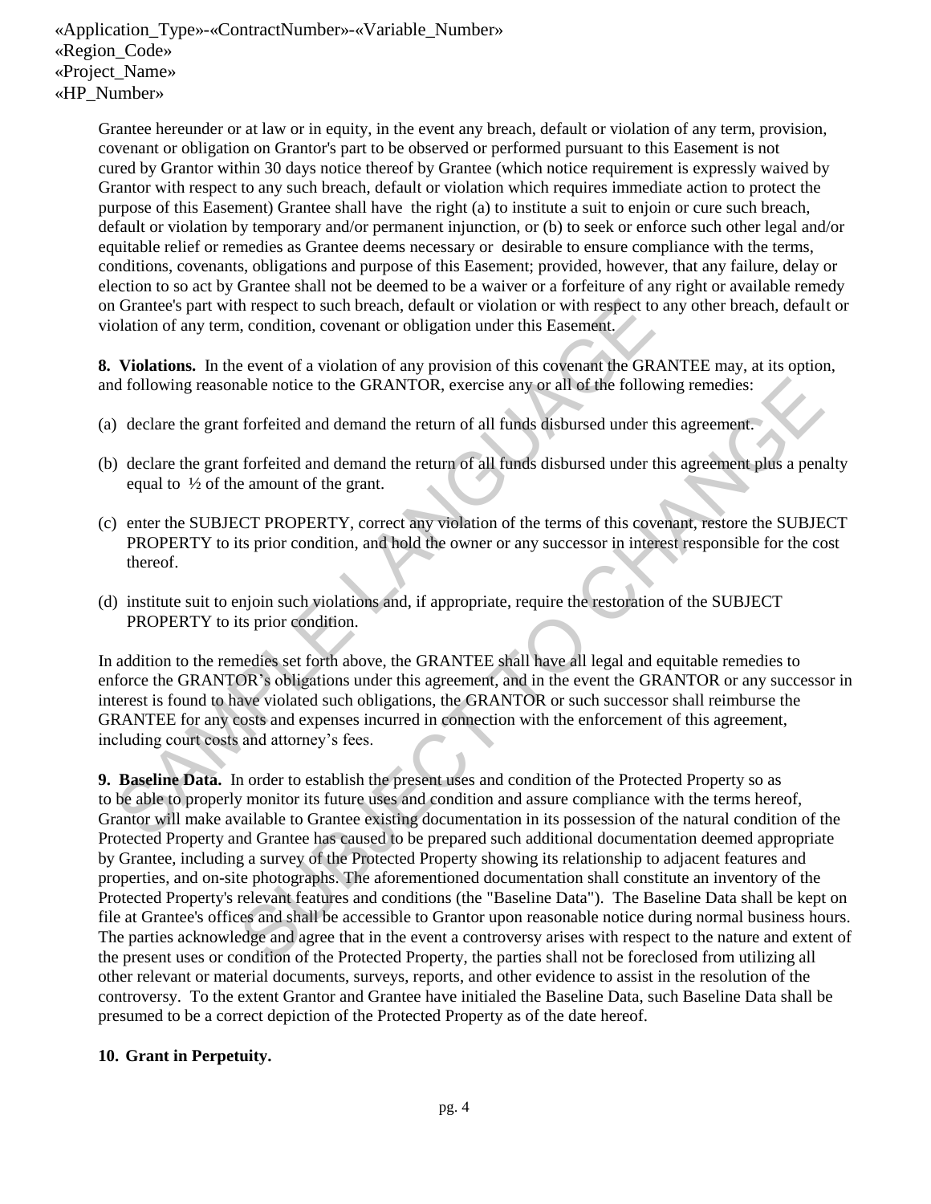«Application_Type»-«ContractNumber»-«Variable_Number»
«Region_Code»
«Project_Name»
«HP_Number»

Grantee hereunder or at law or in equity, in the event any breach, default or violation of any term, provision, covenant or obligation on Grantor's part to be observed or performed pursuant to this Easement is not cured by Grantor within 30 days notice thereof by Grantee (which notice requirement is expressly waived by Grantor with respect to any such breach, default or violation which requires immediate action to protect the purpose of this Easement) Grantee shall have the right (a) to institute a suit to enjoin or cure such breach, default or violation by temporary and/or permanent injunction, or (b) to seek or enforce such other legal and/or equitable relief or remedies as Grantee deems necessary or desirable to ensure compliance with the terms, conditions, covenants, obligations and purpose of this Easement; provided, however, that any failure, delay or election to so act by Grantee shall not be deemed to be a waiver or a forfeiture of any right or available remedy on Grantee's part with respect to such breach, default or violation or with respect to any other breach, default or violation of any term, condition, covenant or obligation under this Easement.

**8. Violations.** In the event of a violation of any provision of this covenant the GRANTEE may, at its option, and following reasonable notice to the GRANTOR, exercise any or all of the following remedies:

(a) declare the grant forfeited and demand the return of all funds disbursed under this agreement.

(b) declare the grant forfeited and demand the return of all funds disbursed under this agreement plus a penalty equal to ½ of the amount of the grant.

(c) enter the SUBJECT PROPERTY, correct any violation of the terms of this covenant, restore the SUBJECT PROPERTY to its prior condition, and hold the owner or any successor in interest responsible for the cost thereof.

(d) institute suit to enjoin such violations and, if appropriate, require the restoration of the SUBJECT PROPERTY to its prior condition.

In addition to the remedies set forth above, the GRANTEE shall have all legal and equitable remedies to enforce the GRANTOR's obligations under this agreement, and in the event the GRANTOR or any successor in interest is found to have violated such obligations, the GRANTOR or such successor shall reimburse the GRANTEE for any costs and expenses incurred in connection with the enforcement of this agreement, including court costs and attorney's fees.

**9. Baseline Data.** In order to establish the present uses and condition of the Protected Property so as to be able to properly monitor its future uses and condition and assure compliance with the terms hereof, Grantor will make available to Grantee existing documentation in its possession of the natural condition of the Protected Property and Grantee has caused to be prepared such additional documentation deemed appropriate by Grantee, including a survey of the Protected Property showing its relationship to adjacent features and properties, and on-site photographs. The aforementioned documentation shall constitute an inventory of the Protected Property's relevant features and conditions (the "Baseline Data"). The Baseline Data shall be kept on file at Grantee's offices and shall be accessible to Grantor upon reasonable notice during normal business hours. The parties acknowledge and agree that in the event a controversy arises with respect to the nature and extent of the present uses or condition of the Protected Property, the parties shall not be foreclosed from utilizing all other relevant or material documents, surveys, reports, and other evidence to assist in the resolution of the controversy. To the extent Grantor and Grantee have initialed the Baseline Data, such Baseline Data shall be presumed to be a correct depiction of the Protected Property as of the date hereof.

**10. Grant in Perpetuity.**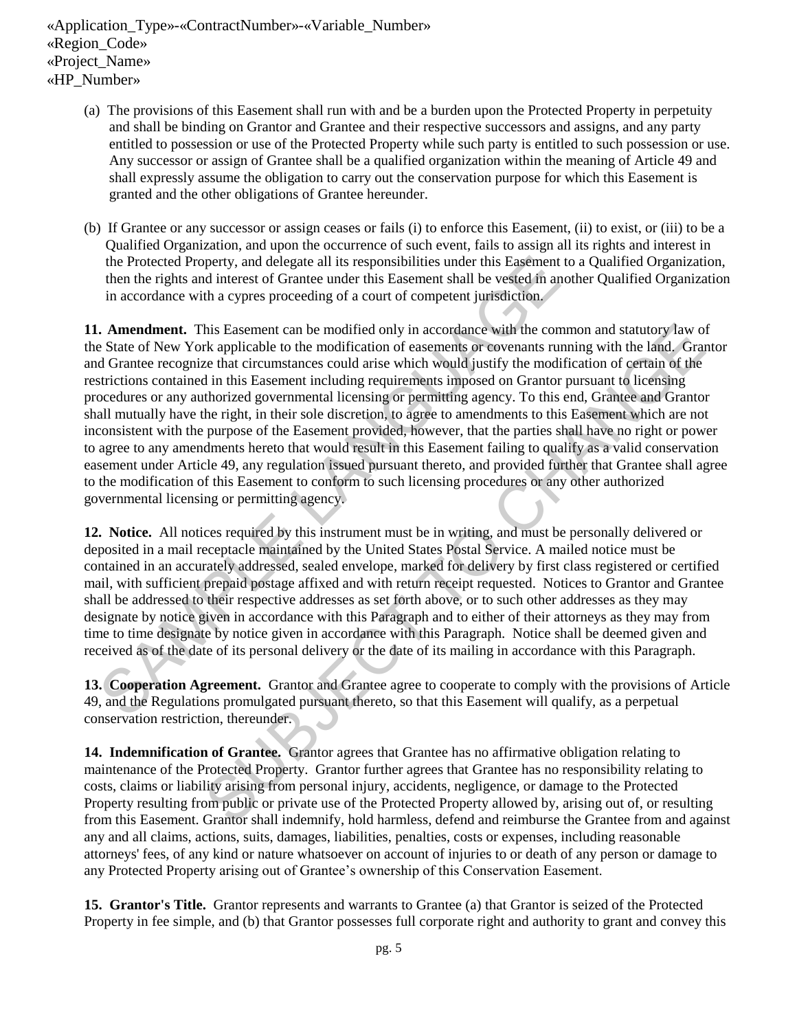«Application_Type»-«ContractNumber»-«Variable_Number»
«Region_Code»
«Project_Name»
«HP_Number»

(a) The provisions of this Easement shall run with and be a burden upon the Protected Property in perpetuity and shall be binding on Grantor and Grantee and their respective successors and assigns, and any party entitled to possession or use of the Protected Property while such party is entitled to such possession or use. Any successor or assign of Grantee shall be a qualified organization within the meaning of Article 49 and shall expressly assume the obligation to carry out the conservation purpose for which this Easement is granted and the other obligations of Grantee hereunder.

(b) If Grantee or any successor or assign ceases or fails (i) to enforce this Easement, (ii) to exist, or (iii) to be a Qualified Organization, and upon the occurrence of such event, fails to assign all its rights and interest in the Protected Property, and delegate all its responsibilities under this Easement to a Qualified Organization, then the rights and interest of Grantee under this Easement shall be vested in another Qualified Organization in accordance with a cypres proceeding of a court of competent jurisdiction.

**11. Amendment.** This Easement can be modified only in accordance with the common and statutory law of the State of New York applicable to the modification of easements or covenants running with the land. Grantor and Grantee recognize that circumstances could arise which would justify the modification of certain of the restrictions contained in this Easement including requirements imposed on Grantor pursuant to licensing procedures or any authorized governmental licensing or permitting agency. To this end, Grantee and Grantor shall mutually have the right, in their sole discretion, to agree to amendments to this Easement which are not inconsistent with the purpose of the Easement provided, however, that the parties shall have no right or power to agree to any amendments hereto that would result in this Easement failing to qualify as a valid conservation easement under Article 49, any regulation issued pursuant thereto, and provided further that Grantee shall agree to the modification of this Easement to conform to such licensing procedures or any other authorized governmental licensing or permitting agency.

**12. Notice.** All notices required by this instrument must be in writing, and must be personally delivered or deposited in a mail receptacle maintained by the United States Postal Service. A mailed notice must be contained in an accurately addressed, sealed envelope, marked for delivery by first class registered or certified mail, with sufficient prepaid postage affixed and with return receipt requested. Notices to Grantor and Grantee shall be addressed to their respective addresses as set forth above, or to such other addresses as they may designate by notice given in accordance with this Paragraph and to either of their attorneys as they may from time to time designate by notice given in accordance with this Paragraph. Notice shall be deemed given and received as of the date of its personal delivery or the date of its mailing in accordance with this Paragraph.

**13. Cooperation Agreement.** Grantor and Grantee agree to cooperate to comply with the provisions of Article 49, and the Regulations promulgated pursuant thereto, so that this Easement will qualify, as a perpetual conservation restriction, thereunder.

**14. Indemnification of Grantee.** Grantor agrees that Grantee has no affirmative obligation relating to maintenance of the Protected Property. Grantor further agrees that Grantee has no responsibility relating to costs, claims or liability arising from personal injury, accidents, negligence, or damage to the Protected Property resulting from public or private use of the Protected Property allowed by, arising out of, or resulting from this Easement. Grantor shall indemnify, hold harmless, defend and reimburse the Grantee from and against any and all claims, actions, suits, damages, liabilities, penalties, costs or expenses, including reasonable attorneys' fees, of any kind or nature whatsoever on account of injuries to or death of any person or damage to any Protected Property arising out of Grantee's ownership of this Conservation Easement.

**15. Grantor's Title.** Grantor represents and warrants to Grantee (a) that Grantor is seized of the Protected Property in fee simple, and (b) that Grantor possesses full corporate right and authority to grant and convey this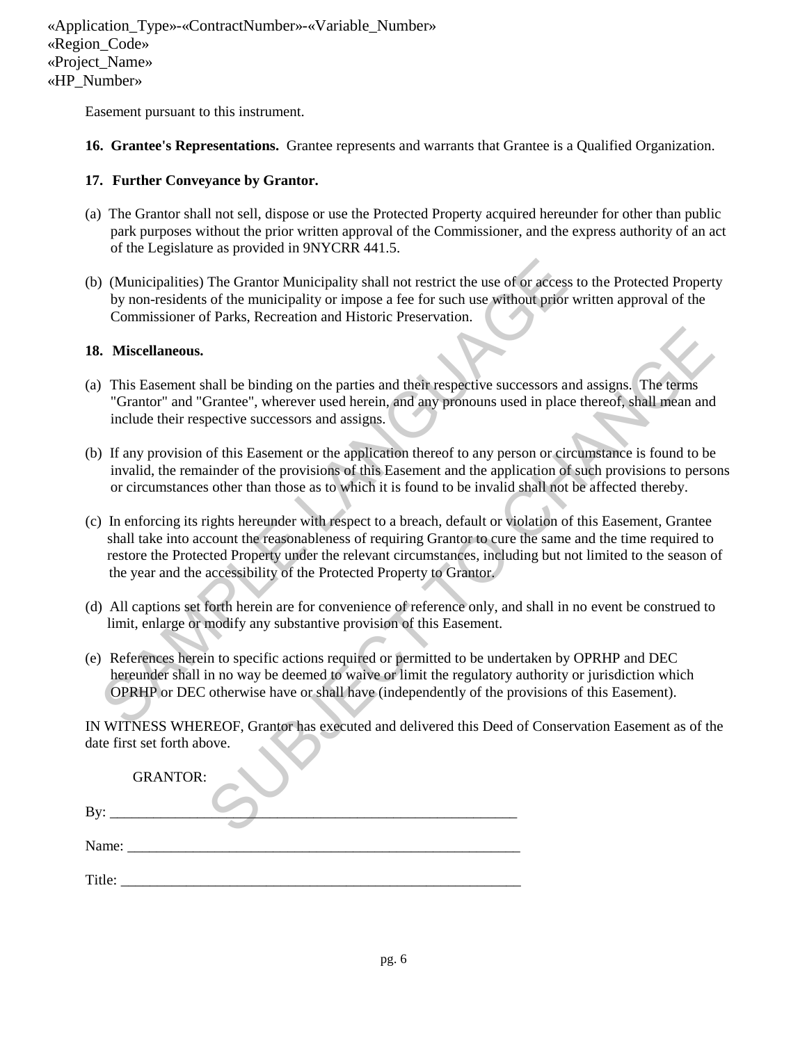«Application_Type»-«ContractNumber»-«Variable_Number»
«Region_Code»
«Project_Name»
«HP_Number»

Easement pursuant to this instrument.

**16. Grantee's Representations.** Grantee represents and warrants that Grantee is a Qualified Organization.

**17. Further Conveyance by Grantor.**

(a) The Grantor shall not sell, dispose or use the Protected Property acquired hereunder for other than public park purposes without the prior written approval of the Commissioner, and the express authority of an act of the Legislature as provided in 9NYCRR 441.5.

(b) (Municipalities) The Grantor Municipality shall not restrict the use of or access to the Protected Property by non-residents of the municipality or impose a fee for such use without prior written approval of the Commissioner of Parks, Recreation and Historic Preservation.

**18. Miscellaneous.**

(a) This Easement shall be binding on the parties and their respective successors and assigns. The terms "Grantor" and "Grantee", wherever used herein, and any pronouns used in place thereof, shall mean and include their respective successors and assigns.

(b) If any provision of this Easement or the application thereof to any person or circumstance is found to be invalid, the remainder of the provisions of this Easement and the application of such provisions to persons or circumstances other than those as to which it is found to be invalid shall not be affected thereby.

(c) In enforcing its rights hereunder with respect to a breach, default or violation of this Easement, Grantee shall take into account the reasonableness of requiring Grantor to cure the same and the time required to restore the Protected Property under the relevant circumstances, including but not limited to the season of the year and the accessibility of the Protected Property to Grantor.

(d) All captions set forth herein are for convenience of reference only, and shall in no event be construed to limit, enlarge or modify any substantive provision of this Easement.

(e) References herein to specific actions required or permitted to be undertaken by OPRHP and DEC hereunder shall in no way be deemed to waive or limit the regulatory authority or jurisdiction which OPRHP or DEC otherwise have or shall have (independently of the provisions of this Easement).

IN WITNESS WHEREOF, Grantor has executed and delivered this Deed of Conservation Easement as of the date first set forth above.

GRANTOR:

By: ___________________________________________________________

Name: _________________________________________________________

Title: __________________________________________________________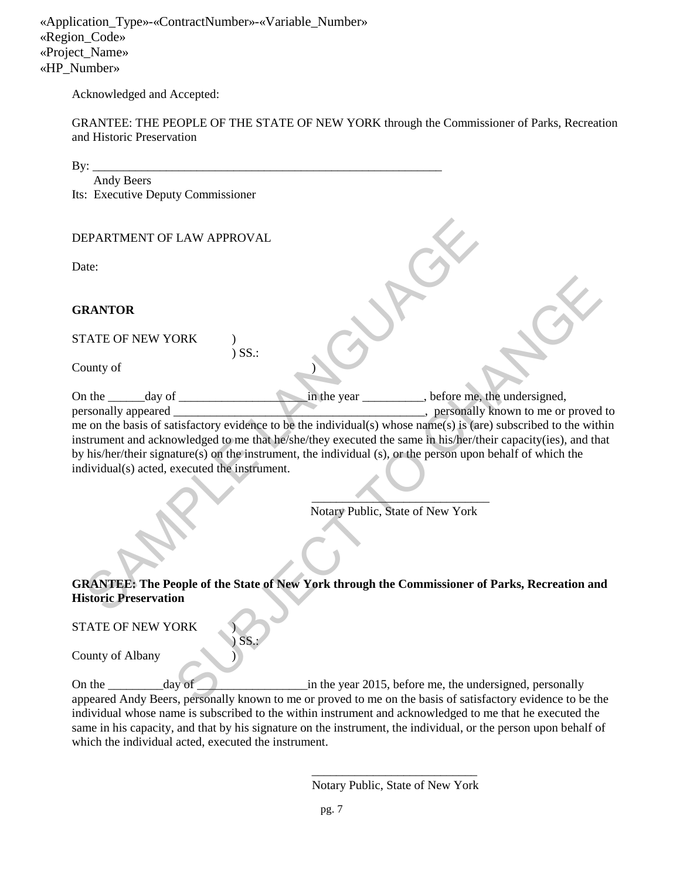«Application_Type»-«ContractNumber»-«Variable_Number»
«Region_Code»
«Project_Name»
«HP_Number»

Acknowledged and Accepted:

GRANTEE: THE PEOPLE OF THE STATE OF NEW YORK through the Commissioner of Parks, Recreation and Historic Preservation

By: ___________________________________________________________
Andy Beers
Its: Executive Deputy Commissioner

DEPARTMENT OF LAW APPROVAL

Date:

**GRANTOR**

STATE OF NEW YORK )
) SS.:
County of )

On the ______day of _____________________in the year __________, before me, the undersigned, personally appeared __________________________________________, personally known to me or proved to me on the basis of satisfactory evidence to be the individual(s) whose name(s) is (are) subscribed to the within instrument and acknowledged to me that he/she/they executed the same in his/her/their capacity(ies), and that by his/her/their signature(s) on the instrument, the individual (s), or the person upon behalf of which the individual(s) acted, executed the instrument.

_____________________________
Notary Public, State of New York

**GRANTEE: The People of the State of New York through the Commissioner of Parks, Recreation and Historic Preservation**

STATE OF NEW YORK )
) SS.:
County of Albany )

On the _________day of __________________in the year 2015, before me, the undersigned, personally appeared Andy Beers, personally known to me or proved to me on the basis of satisfactory evidence to be the individual whose name is subscribed to the within instrument and acknowledged to me that he executed the same in his capacity, and that by his signature on the instrument, the individual, or the person upon behalf of which the individual acted, executed the instrument.

___________________________
Notary Public, State of New York

SAMPLE LANGUAGE SUBJECT TO CHANGE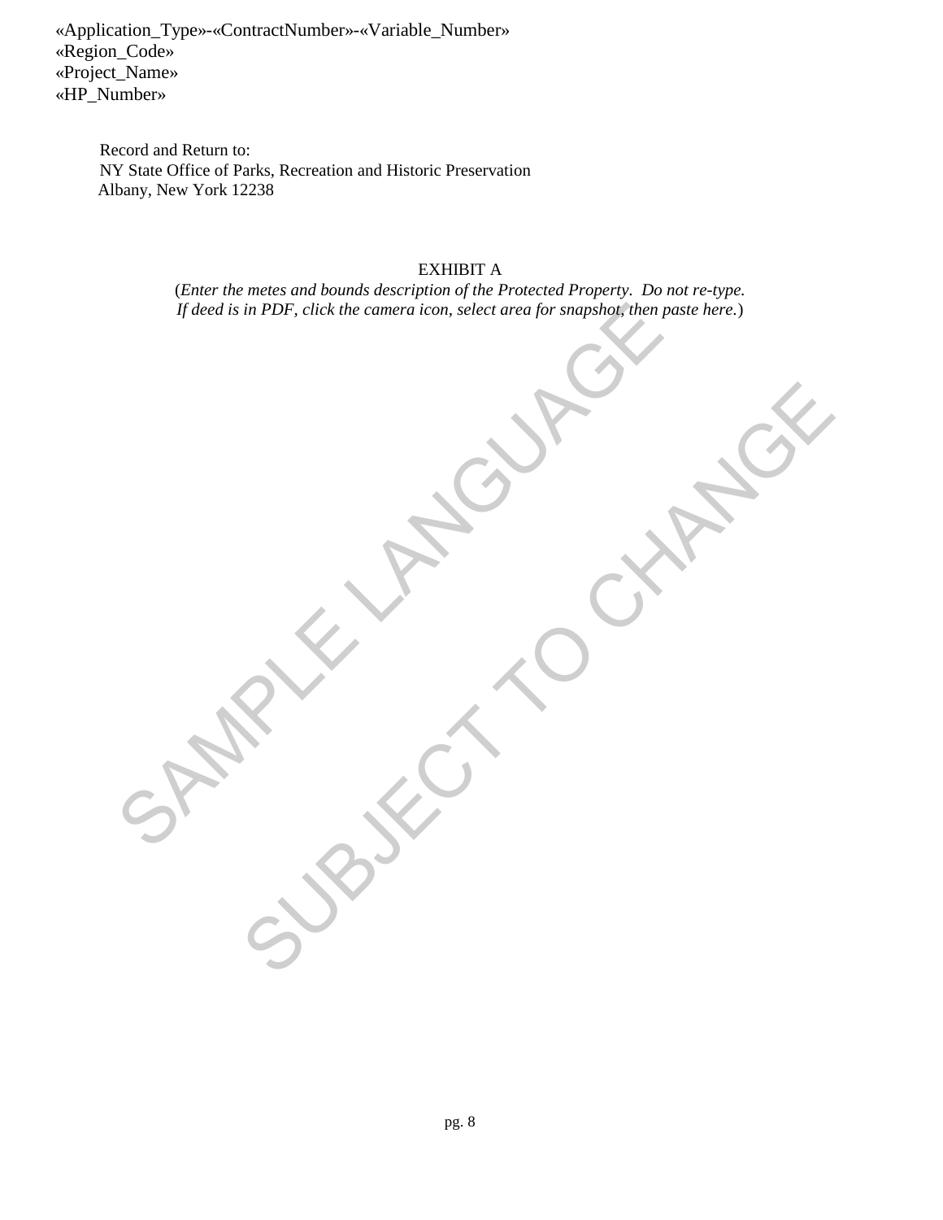«Application_Type»-«ContractNumber»-«Variable_Number»
«Region_Code»
«Project_Name»
«HP_Number»

Record and Return to:
NY State Office of Parks, Recreation and Historic Preservation
Albany, New York 12238

EXHIBIT A

(*Enter the metes and bounds description of the Protected Property. Do not re-type. If deed is in PDF, click the camera icon, select area for snapshot, then paste here.*)

SAMPLE LANGUAGE SUBJECT TO CHANGE